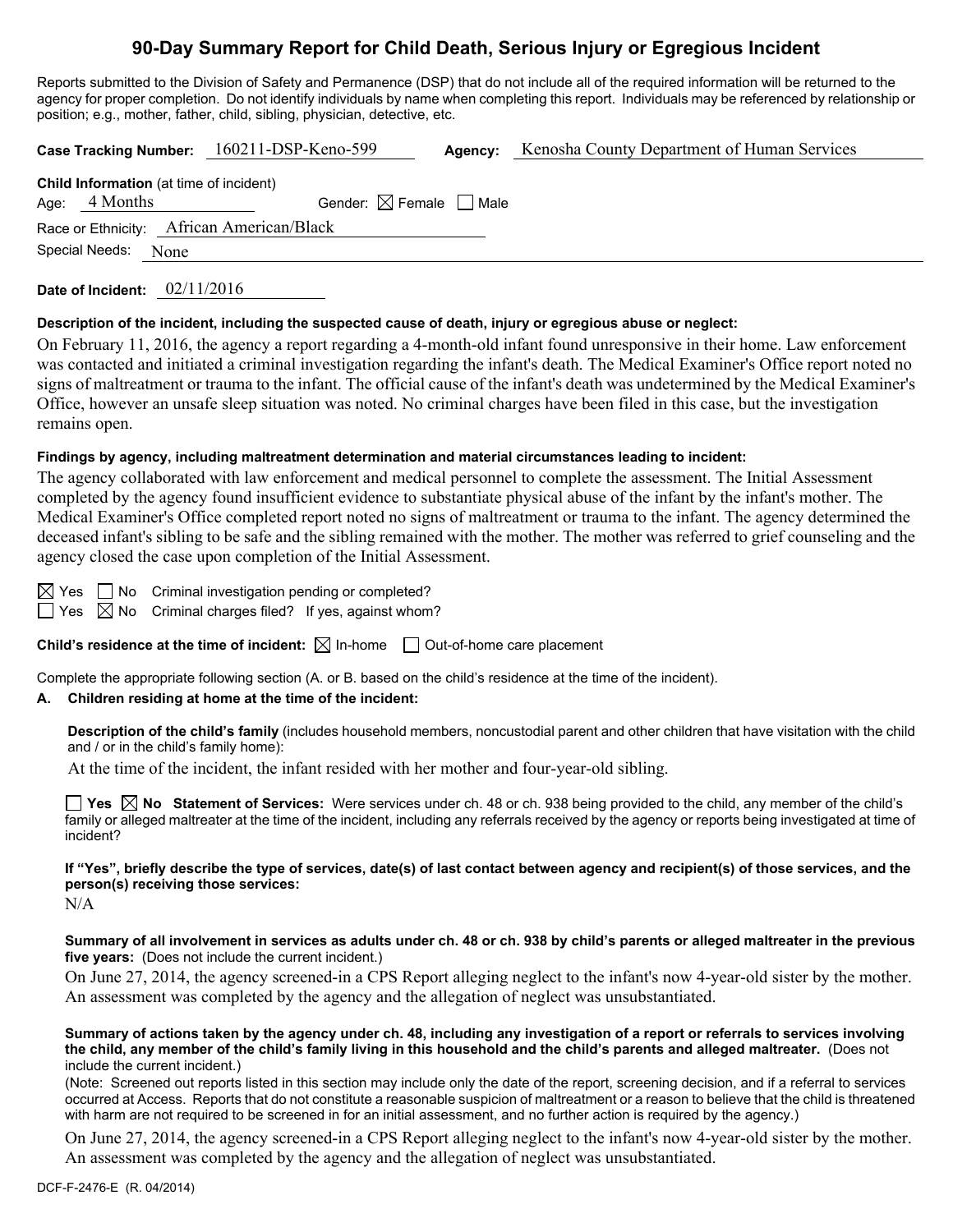# 90-Day Summary Report for Child Death, Serious Injury or Egregious Incident

Reports submitted to the Division of Safety and Permanence (DSP) that do not include all of the required information will be returned to the agency for proper completion. Do not identify individuals by name when completing this report. Individuals may be referenced by relationship or position; e.g., mother, father, child, sibling, physician, detective, etc.

**Case Tracking Number:** 160211-DSP-Keno-599 **Agency:** Kenosha County Department of Human Services

**Child Information** (at time of incident)

Age: 4 Months Gender: ☒ Female ☐ Male

Race or Ethnicity: African American/Black

Special Needs: None

**Date of Incident:** 02/11/2016

**Description of the incident, including the suspected cause of death, injury or egregious abuse or neglect:**

On February 11, 2016, the agency a report regarding a 4-month-old infant found unresponsive in their home. Law enforcement was contacted and initiated a criminal investigation regarding the infant's death. The Medical Examiner's Office report noted no signs of maltreatment or trauma to the infant. The official cause of the infant's death was undetermined by the Medical Examiner's Office, however an unsafe sleep situation was noted. No criminal charges have been filed in this case, but the investigation remains open.

**Findings by agency, including maltreatment determination and material circumstances leading to incident:**

The agency collaborated with law enforcement and medical personnel to complete the assessment. The Initial Assessment completed by the agency found insufficient evidence to substantiate physical abuse of the infant by the infant's mother. The Medical Examiner's Office completed report noted no signs of maltreatment or trauma to the infant. The agency determined the deceased infant's sibling to be safe and the sibling remained with the mother. The mother was referred to grief counseling and the agency closed the case upon completion of the Initial Assessment.

☒ Yes ☐ No Criminal investigation pending or completed?

☐ Yes ☒ No Criminal charges filed? If yes, against whom?

**Child's residence at the time of incident:** ☒ In-home ☐ Out-of-home care placement

Complete the appropriate following section (A. or B. based on the child's residence at the time of the incident).

**A. Children residing at home at the time of the incident:**

**Description of the child's family** (includes household members, noncustodial parent and other children that have visitation with the child and / or in the child's family home):

At the time of the incident, the infant resided with her mother and four-year-old sibling.

☐ **Yes** ☒ **No Statement of Services:** Were services under ch. 48 or ch. 938 being provided to the child, any member of the child's family or alleged maltreater at the time of the incident, including any referrals received by the agency or reports being investigated at time of incident?

**If "Yes", briefly describe the type of services, date(s) of last contact between agency and recipient(s) of those services, and the person(s) receiving those services:**

N/A

**Summary of all involvement in services as adults under ch. 48 or ch. 938 by child's parents or alleged maltreater in the previous five years:** (Does not include the current incident.)

On June 27, 2014, the agency screened-in a CPS Report alleging neglect to the infant's now 4-year-old sister by the mother. An assessment was completed by the agency and the allegation of neglect was unsubstantiated.

**Summary of actions taken by the agency under ch. 48, including any investigation of a report or referrals to services involving the child, any member of the child's family living in this household and the child's parents and alleged maltreater.** (Does not include the current incident.)

(Note: Screened out reports listed in this section may include only the date of the report, screening decision, and if a referral to services occurred at Access. Reports that do not constitute a reasonable suspicion of maltreatment or a reason to believe that the child is threatened with harm are not required to be screened in for an initial assessment, and no further action is required by the agency.)

On June 27, 2014, the agency screened-in a CPS Report alleging neglect to the infant's now 4-year-old sister by the mother. An assessment was completed by the agency and the allegation of neglect was unsubstantiated.

DCF-F-2476-E (R. 04/2014)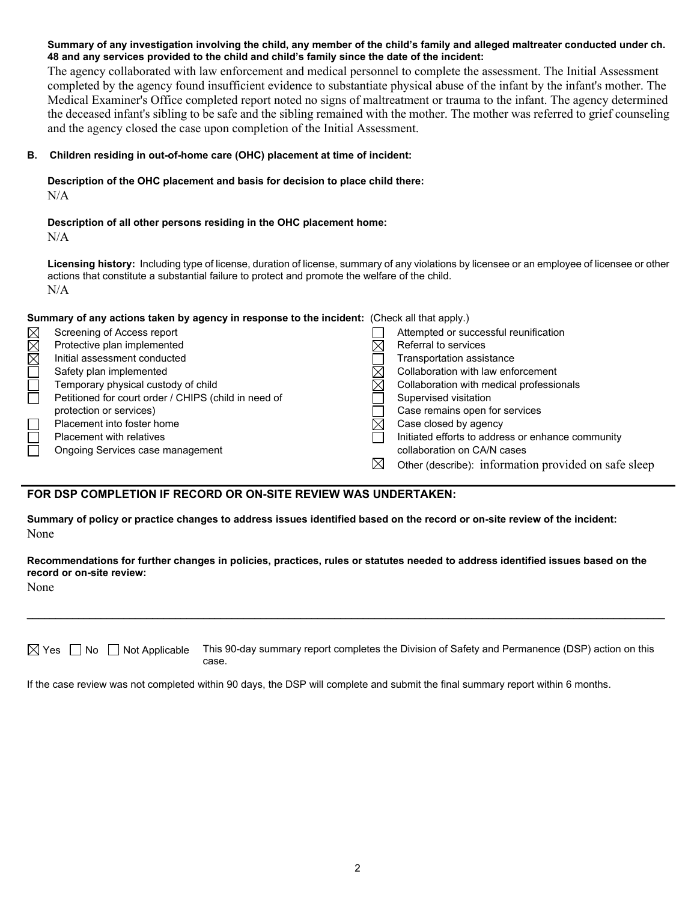**Summary of any investigation involving the child, any member of the child's family and alleged maltreater conducted under ch. 48 and any services provided to the child and child's family since the date of the incident:**

The agency collaborated with law enforcement and medical personnel to complete the assessment. The Initial Assessment completed by the agency found insufficient evidence to substantiate physical abuse of the infant by the infant's mother. The Medical Examiner's Office completed report noted no signs of maltreatment or trauma to the infant. The agency determined the deceased infant's sibling to be safe and the sibling remained with the mother. The mother was referred to grief counseling and the agency closed the case upon completion of the Initial Assessment.

**B. Children residing in out-of-home care (OHC) placement at time of incident:**

**Description of the OHC placement and basis for decision to place child there:**
N/A

**Description of all other persons residing in the OHC placement home:**
N/A

**Licensing history:** Including type of license, duration of license, summary of any violations by licensee or an employee of licensee or other actions that constitute a substantial failure to protect and promote the welfare of the child.
N/A

**Summary of any actions taken by agency in response to the incident:** (Check all that apply.)

- ☒ Screening of Access report
- ☒ Protective plan implemented
- ☒ Initial assessment conducted
- ☐ Safety plan implemented
- ☐ Temporary physical custody of child
- ☐ Petitioned for court order / CHIPS (child in need of protection or services)
- ☐ Placement into foster home
- ☐ Placement with relatives
- ☐ Ongoing Services case management
- ☐ Attempted or successful reunification
- ☒ Referral to services
- ☐ Transportation assistance
- ☒ Collaboration with law enforcement
- ☒ Collaboration with medical professionals
- ☐ Supervised visitation
- ☐ Case remains open for services
- ☒ Case closed by agency
- ☐ Initiated efforts to address or enhance community collaboration on CA/N cases
- ☒ Other (describe): information provided on safe sleep

---

## FOR DSP COMPLETION IF RECORD OR ON-SITE REVIEW WAS UNDERTAKEN:

**Summary of policy or practice changes to address issues identified based on the record or on-site review of the incident:**
None

**Recommendations for further changes in policies, practices, rules or statutes needed to address identified issues based on the record or on-site review:**
None

---

☒ Yes ☐ No ☐ Not Applicable This 90-day summary report completes the Division of Safety and Permanence (DSP) action on this case.

If the case review was not completed within 90 days, the DSP will complete and submit the final summary report within 6 months.